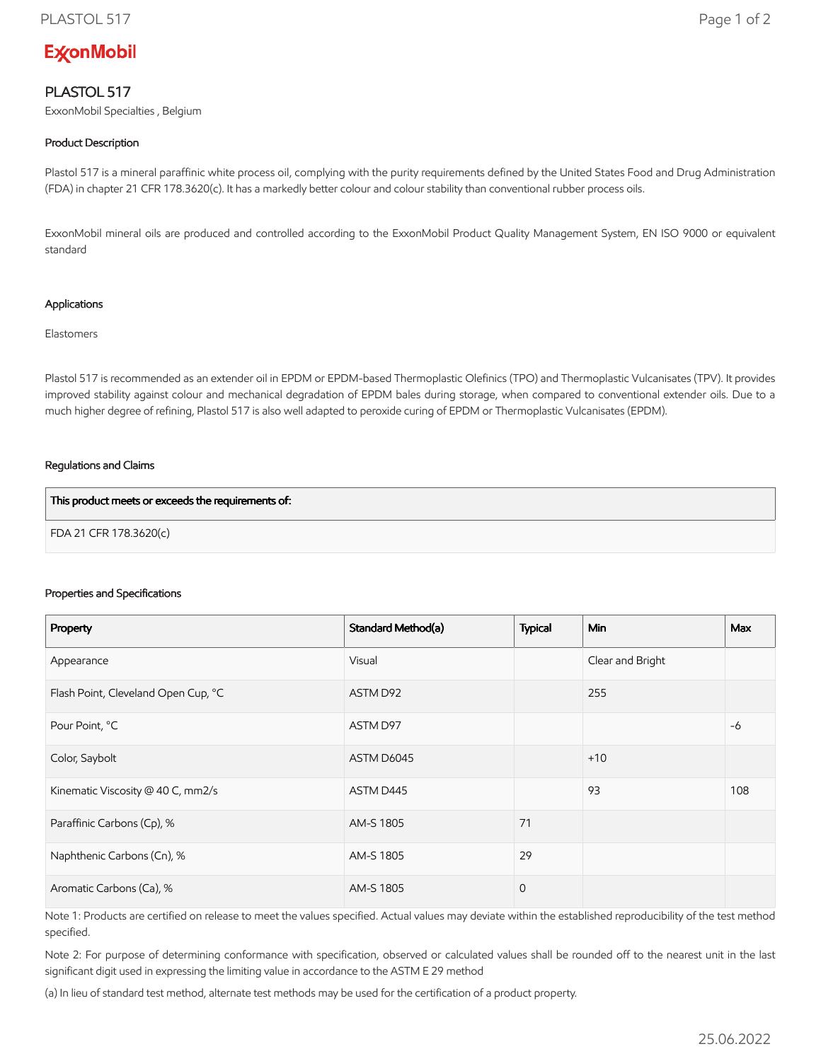ExxonMobil

# PLASTOL 517

ExxonMobil Specialties , Belgium

### Product Description

Plastol 517 is a mineral paraffinic white process oil, complying with the purity requirements defined by the United States Food and Drug Administration (FDA) in chapter 21 CFR 178.3620(c). It has a markedly better colour and colour stability than conventional rubber process oils.

ExxonMobil mineral oils are produced and controlled according to the ExxonMobil Product Quality Management System, EN ISO 9000 or equivalent standard

### Applications

Elastomers

Plastol 517 is recommended as an extender oil in EPDM or EPDM-based Thermoplastic Olefinics (TPO) and Thermoplastic Vulcanisates (TPV). It provides improved stability against colour and mechanical degradation of EPDM bales during storage, when compared to conventional extender oils. Due to a much higher degree of refining, Plastol 517 is also well adapted to peroxide curing of EPDM or Thermoplastic Vulcanisates (EPDM).

### Regulations and Claims

| This product meets or exceeds the requirements of: |
|---|
| FDA 21 CFR 178.3620(c) |

### Properties and Specifications

| Property | Standard Method(a) | Typical | Min | Max |
|---|---|---|---|---|
| Appearance | Visual | | Clear and Bright | |
| Flash Point, Cleveland Open Cup, °C | ASTM D92 | | 255 | |
| Pour Point, °C | ASTM D97 | | | -6 |
| Color, Saybolt | ASTM D6045 | | +10 | |
| Kinematic Viscosity @ 40 C, mm2/s | ASTM D445 | | 93 | 108 |
| Paraffinic Carbons (Cp), % | AM-S 1805 | 71 | | |
| Naphthenic Carbons (Cn), % | AM-S 1805 | 29 | | |
| Aromatic Carbons (Ca), % | AM-S 1805 | 0 | | |

Note 1: Products are certified on release to meet the values specified. Actual values may deviate within the established reproducibility of the test method specified.

Note 2: For purpose of determining conformance with specification, observed or calculated values shall be rounded off to the nearest unit in the last significant digit used in expressing the limiting value in accordance to the ASTM E 29 method

(a) In lieu of standard test method, alternate test methods may be used for the certification of a product property.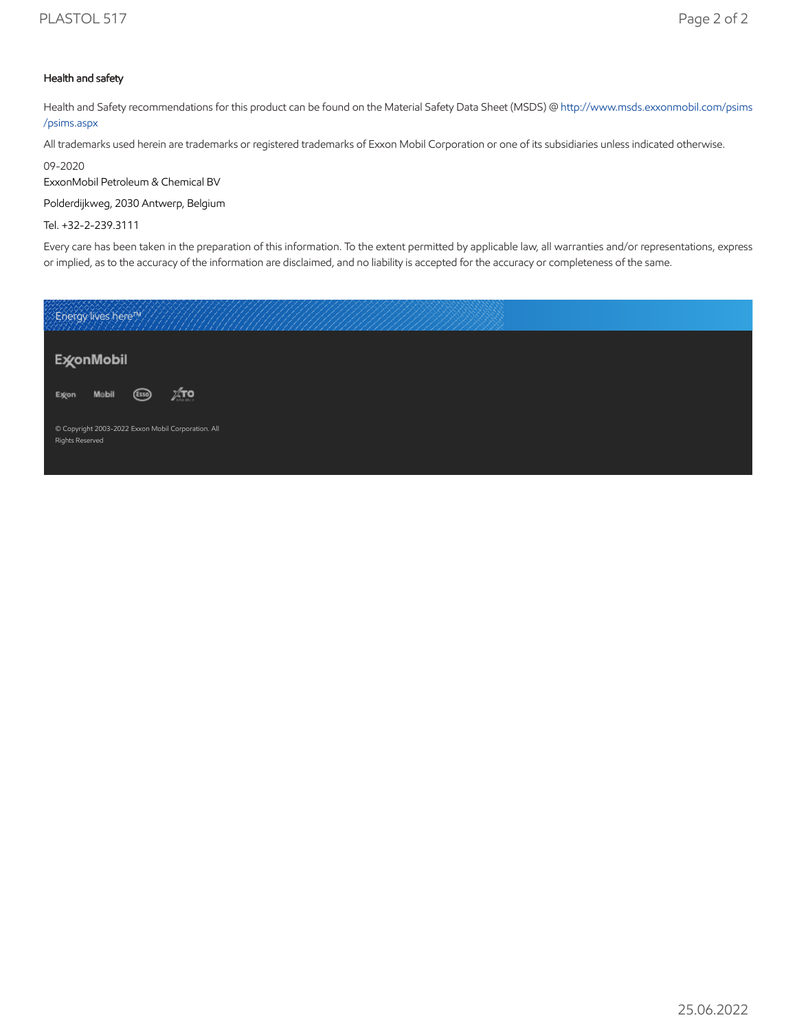### Health and safety

Health and Safety recommendations for this product can be found on the Material Safety Data Sheet (MSDS) @ http://www.msds.exxonmobil.com/psims/psims.aspx

All trademarks used herein are trademarks or registered trademarks of Exxon Mobil Corporation or one of its subsidiaries unless indicated otherwise.

09-2020

ExxonMobil Petroleum & Chemical BV

Polderdijkweg, 2030 Antwerp, Belgium

Tel. +32-2-239.3111

Every care has been taken in the preparation of this information. To the extent permitted by applicable law, all warranties and/or representations, express or implied, as to the accuracy of the information are disclaimed, and no liability is accepted for the accuracy or completeness of the same.

Energy lives here™

ExxonMobil

Exxon Mobil Esso XTO

© Copyright 2003-2022 Exxon Mobil Corporation. All Rights Reserved